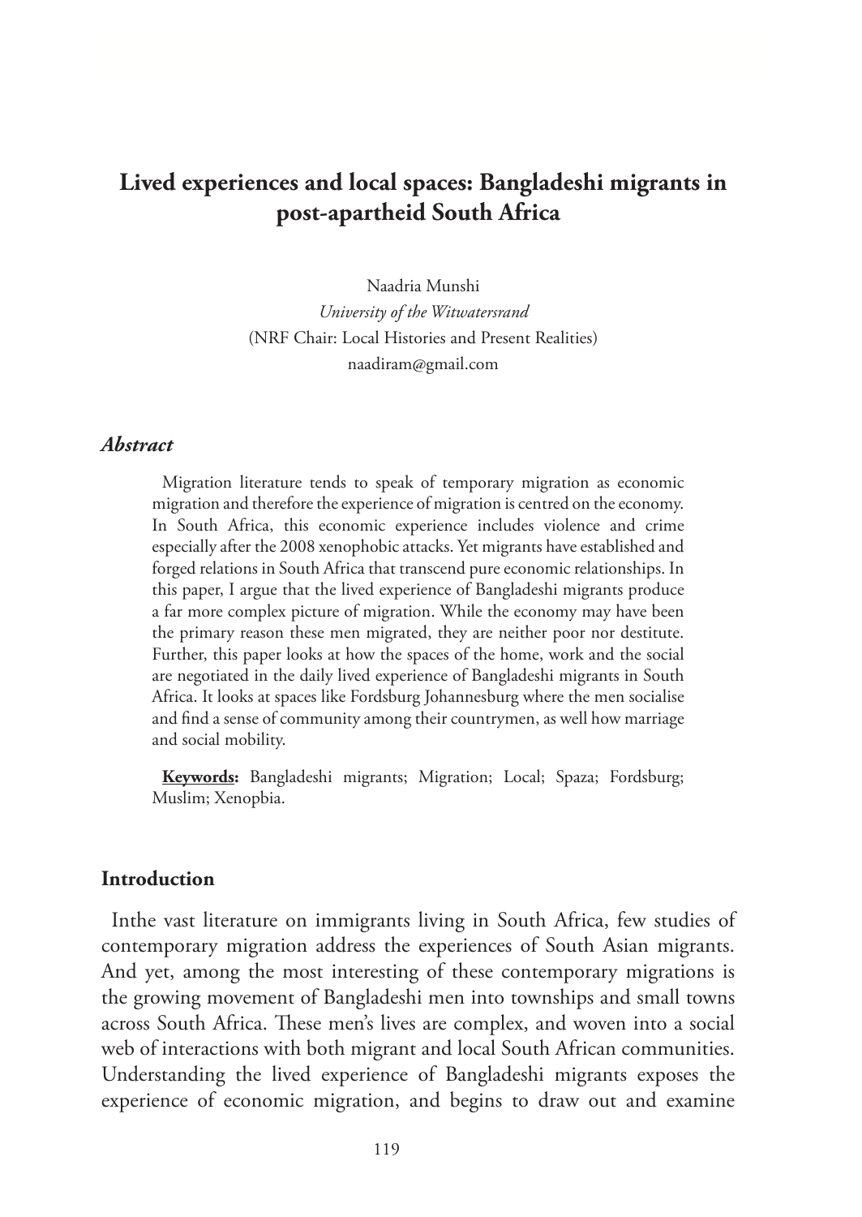# Lived experiences and local spaces: Bangladeshi migrants in post-apartheid South Africa

Naadria Munshi
*University of the Witwatersrand*
(NRF Chair: Local Histories and Present Realities)
naadiram@gmail.com

### *Abstract*

Migration literature tends to speak of temporary migration as economic migration and therefore the experience of migration is centred on the economy. In South Africa, this economic experience includes violence and crime especially after the 2008 xenophobic attacks. Yet migrants have established and forged relations in South Africa that transcend pure economic relationships. In this paper, I argue that the lived experience of Bangladeshi migrants produce a far more complex picture of migration. While the economy may have been the primary reason these men migrated, they are neither poor nor destitute. Further, this paper looks at how the spaces of the home, work and the social are negotiated in the daily lived experience of Bangladeshi migrants in South Africa. It looks at spaces like Fordsburg Johannesburg where the men socialise and find a sense of community among their countrymen, as well how marriage and social mobility.

**Keywords:** Bangladeshi migrants; Migration; Local; Spaza; Fordsburg; Muslim; Xenopbia.

## Introduction

Inthe vast literature on immigrants living in South Africa, few studies of contemporary migration address the experiences of South Asian migrants. And yet, among the most interesting of these contemporary migrations is the growing movement of Bangladeshi men into townships and small towns across South Africa. These men's lives are complex, and woven into a social web of interactions with both migrant and local South African communities. Understanding the lived experience of Bangladeshi migrants exposes the experience of economic migration, and begins to draw out and examine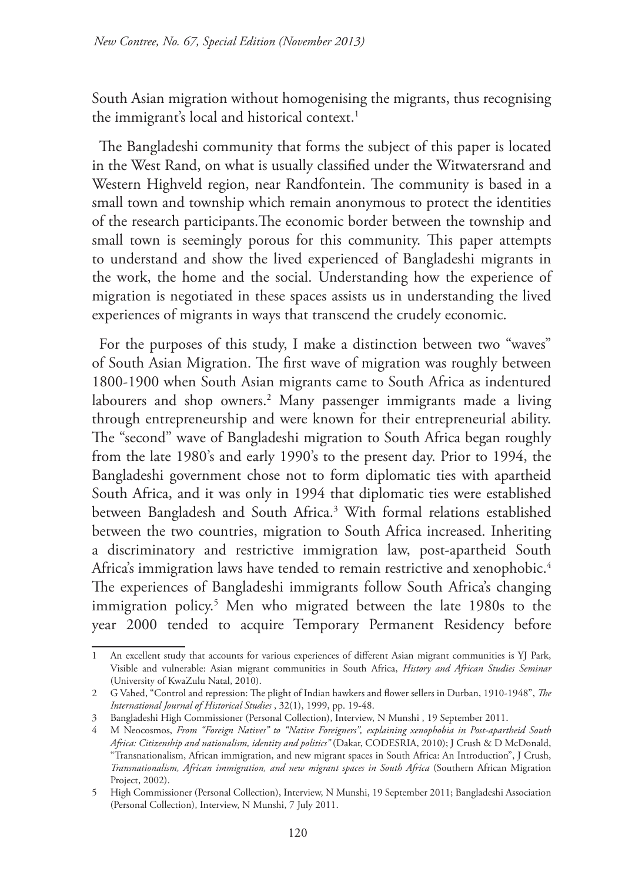South Asian migration without homogenising the migrants, thus recognising the immigrant's local and historical context.[1]

The Bangladeshi community that forms the subject of this paper is located in the West Rand, on what is usually classified under the Witwatersrand and Western Highveld region, near Randfontein. The community is based in a small town and township which remain anonymous to protect the identities of the research participants.The economic border between the township and small town is seemingly porous for this community. This paper attempts to understand and show the lived experienced of Bangladeshi migrants in the work, the home and the social. Understanding how the experience of migration is negotiated in these spaces assists us in understanding the lived experiences of migrants in ways that transcend the crudely economic.

For the purposes of this study, I make a distinction between two "waves" of South Asian Migration. The first wave of migration was roughly between 1800-1900 when South Asian migrants came to South Africa as indentured labourers and shop owners.[2] Many passenger immigrants made a living through entrepreneurship and were known for their entrepreneurial ability. The "second" wave of Bangladeshi migration to South Africa began roughly from the late 1980's and early 1990's to the present day. Prior to 1994, the Bangladeshi government chose not to form diplomatic ties with apartheid South Africa, and it was only in 1994 that diplomatic ties were established between Bangladesh and South Africa.[3] With formal relations established between the two countries, migration to South Africa increased. Inheriting a discriminatory and restrictive immigration law, post-apartheid South Africa's immigration laws have tended to remain restrictive and xenophobic.[4] The experiences of Bangladeshi immigrants follow South Africa's changing immigration policy.[5] Men who migrated between the late 1980s to the year 2000 tended to acquire Temporary Permanent Residency before

---

1 An excellent study that accounts for various experiences of different Asian migrant communities is YJ Park, Visible and vulnerable: Asian migrant communities in South Africa, *History and African Studies Seminar* (University of KwaZulu Natal, 2010).

2 G Vahed, "Control and repression: The plight of Indian hawkers and flower sellers in Durban, 1910-1948", *The International Journal of Historical Studies* , 32(1), 1999, pp. 19-48.

3 Bangladeshi High Commissioner (Personal Collection), Interview, N Munshi , 19 September 2011.

4 M Neocosmos, *From "Foreign Natives" to "Native Foreigners", explaining xenophobia in Post-apartheid South Africa: Citizenship and nationalism, identity and politics"* (Dakar, CODESRIA, 2010); J Crush & D McDonald, "Transnationalism, African immigration, and new migrant spaces in South Africa: An Introduction", J Crush, *Transnationalism, African immigration, and new migrant spaces in South Africa* (Southern African Migration Project, 2002).

5 High Commissioner (Personal Collection), Interview, N Munshi, 19 September 2011; Bangladeshi Association (Personal Collection), Interview, N Munshi, 7 July 2011.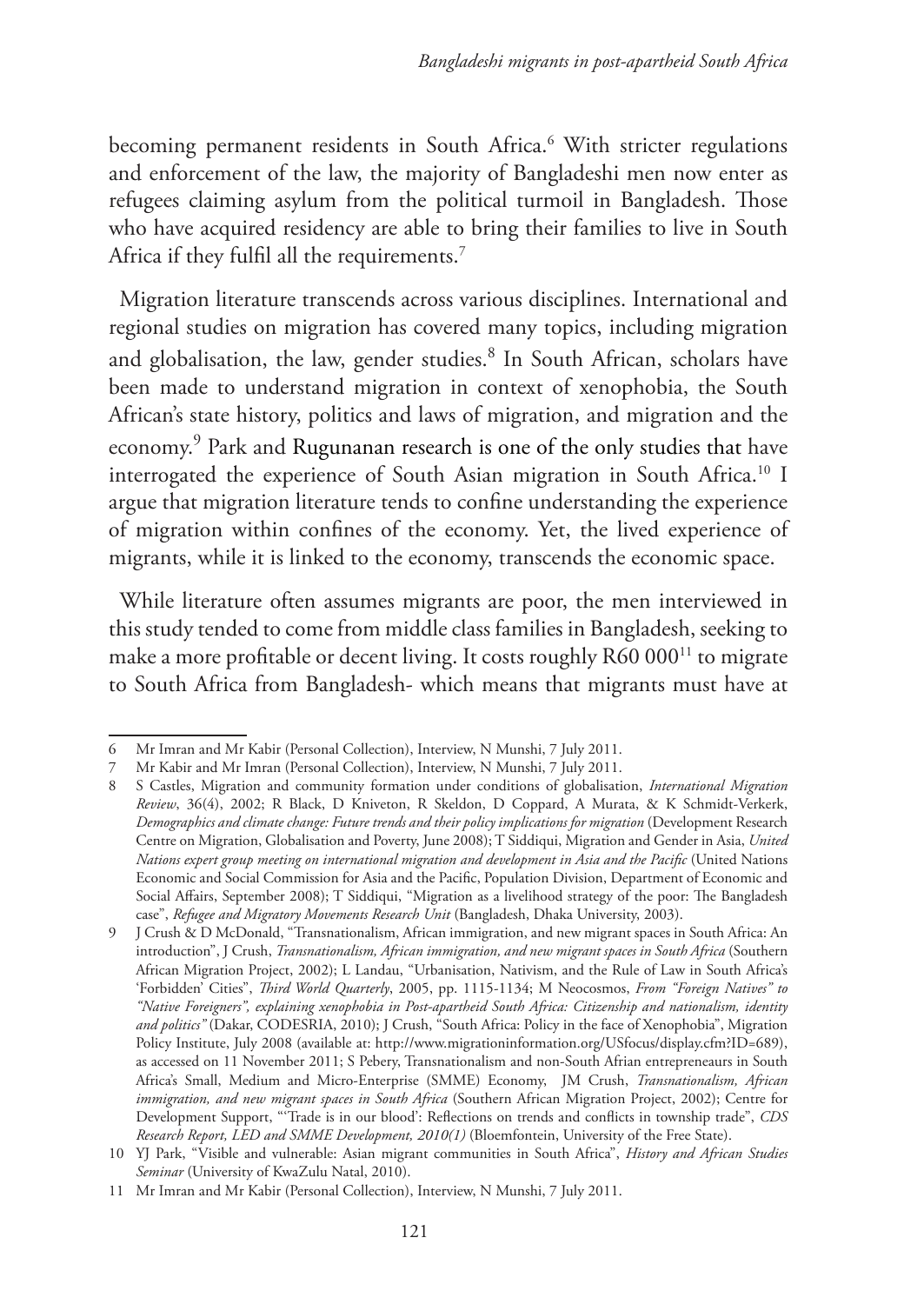becoming permanent residents in South Africa.[6] With stricter regulations and enforcement of the law, the majority of Bangladeshi men now enter as refugees claiming asylum from the political turmoil in Bangladesh. Those who have acquired residency are able to bring their families to live in South Africa if they fulfil all the requirements.[7]

Migration literature transcends across various disciplines. International and regional studies on migration has covered many topics, including migration and globalisation, the law, gender studies.[8] In South African, scholars have been made to understand migration in context of xenophobia, the South African's state history, politics and laws of migration, and migration and the economy.[9] Park and Rugunanan research is one of the only studies that have interrogated the experience of South Asian migration in South Africa.[10] I argue that migration literature tends to confine understanding the experience of migration within confines of the economy. Yet, the lived experience of migrants, while it is linked to the economy, transcends the economic space.

While literature often assumes migrants are poor, the men interviewed in this study tended to come from middle class families in Bangladesh, seeking to make a more profitable or decent living. It costs roughly R60 000[11] to migrate to South Africa from Bangladesh- which means that migrants must have at

---

6 Mr Imran and Mr Kabir (Personal Collection), Interview, N Munshi, 7 July 2011.

7 Mr Kabir and Mr Imran (Personal Collection), Interview, N Munshi, 7 July 2011.

8 S Castles, Migration and community formation under conditions of globalisation, *International Migration Review*, 36(4), 2002; R Black, D Kniveton, R Skeldon, D Coppard, A Murata, & K Schmidt-Verkerk, *Demographics and climate change: Future trends and their policy implications for migration* (Development Research Centre on Migration, Globalisation and Poverty, June 2008); T Siddiqui, Migration and Gender in Asia, *United Nations expert group meeting on international migration and development in Asia and the Pacific* (United Nations Economic and Social Commission for Asia and the Pacific, Population Division, Department of Economic and Social Affairs, September 2008); T Siddiqui, "Migration as a livelihood strategy of the poor: The Bangladesh case", *Refugee and Migratory Movements Research Unit* (Bangladesh, Dhaka University, 2003).

9 J Crush & D McDonald, "Transnationalism, African immigration, and new migrant spaces in South Africa: An introduction", J Crush, *Transnationalism, African immigration, and new migrant spaces in South Africa* (Southern African Migration Project, 2002); L Landau, "Urbanisation, Nativism, and the Rule of Law in South Africa's 'Forbidden' Cities", *Third World Quarterly*, 2005, pp. 1115-1134; M Neocosmos, *From "Foreign Natives" to "Native Foreigners", explaining xenophobia in Post-apartheid South Africa: Citizenship and nationalism, identity and politics"* (Dakar, CODESRIA, 2010); J Crush, "South Africa: Policy in the face of Xenophobia", Migration Policy Institute, July 2008 (available at: http://www.migrationinformation.org/USfocus/display.cfm?ID=689), as accessed on 11 November 2011; S Pebery, Transnationalism and non-South Afrian entrepreneaurs in South Africa's Small, Medium and Micro-Enterprise (SMME) Economy, JM Crush, *Transnationalism, African immigration, and new migrant spaces in South Africa* (Southern African Migration Project, 2002); Centre for Development Support, "'Trade is in our blood': Reflections on trends and conflicts in township trade", *CDS Research Report, LED and SMME Development, 2010(1)* (Bloemfontein, University of the Free State).

10 YJ Park, "Visible and vulnerable: Asian migrant communities in South Africa", *History and African Studies Seminar* (University of KwaZulu Natal, 2010).

11 Mr Imran and Mr Kabir (Personal Collection), Interview, N Munshi, 7 July 2011.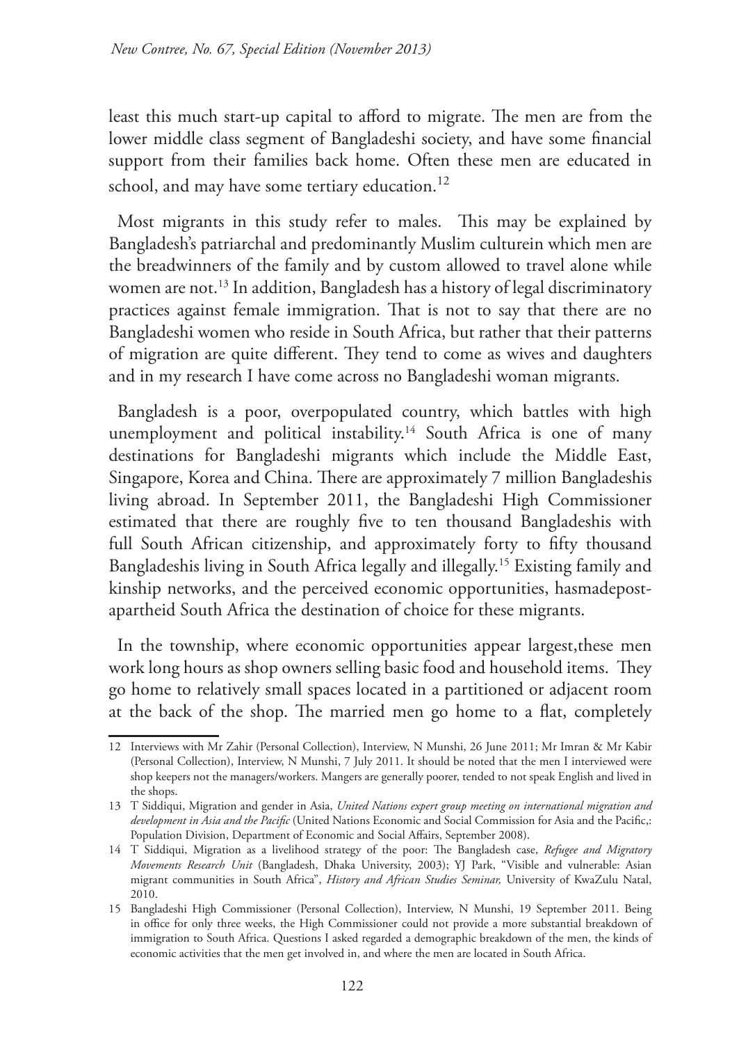least this much start-up capital to afford to migrate. The men are from the lower middle class segment of Bangladeshi society, and have some financial support from their families back home. Often these men are educated in school, and may have some tertiary education.[12]

Most migrants in this study refer to males. This may be explained by Bangladesh's patriarchal and predominantly Muslim culturein which men are the breadwinners of the family and by custom allowed to travel alone while women are not.[13] In addition, Bangladesh has a history of legal discriminatory practices against female immigration. That is not to say that there are no Bangladeshi women who reside in South Africa, but rather that their patterns of migration are quite different. They tend to come as wives and daughters and in my research I have come across no Bangladeshi woman migrants.

Bangladesh is a poor, overpopulated country, which battles with high unemployment and political instability.[14] South Africa is one of many destinations for Bangladeshi migrants which include the Middle East, Singapore, Korea and China. There are approximately 7 million Bangladeshis living abroad. In September 2011, the Bangladeshi High Commissioner estimated that there are roughly five to ten thousand Bangladeshis with full South African citizenship, and approximately forty to fifty thousand Bangladeshis living in South Africa legally and illegally.[15] Existing family and kinship networks, and the perceived economic opportunities, hasmadepost-apartheid South Africa the destination of choice for these migrants.

In the township, where economic opportunities appear largest,these men work long hours as shop owners selling basic food and household items. They go home to relatively small spaces located in a partitioned or adjacent room at the back of the shop. The married men go home to a flat, completely

---

12 Interviews with Mr Zahir (Personal Collection), Interview, N Munshi, 26 June 2011; Mr Imran & Mr Kabir (Personal Collection), Interview, N Munshi, 7 July 2011. It should be noted that the men I interviewed were shop keepers not the managers/workers. Mangers are generally poorer, tended to not speak English and lived in the shops.

13 T Siddiqui, Migration and gender in Asia, *United Nations expert group meeting on international migration and development in Asia and the Pacific* (United Nations Economic and Social Commission for Asia and the Pacific,: Population Division, Department of Economic and Social Affairs, September 2008).

14 T Siddiqui, Migration as a livelihood strategy of the poor: The Bangladesh case, *Refugee and Migratory Movements Research Unit* (Bangladesh, Dhaka University, 2003); YJ Park, "Visible and vulnerable: Asian migrant communities in South Africa", *History and African Studies Seminar,* University of KwaZulu Natal, 2010.

15 Bangladeshi High Commissioner (Personal Collection), Interview, N Munshi, 19 September 2011. Being in office for only three weeks, the High Commissioner could not provide a more substantial breakdown of immigration to South Africa. Questions I asked regarded a demographic breakdown of the men, the kinds of economic activities that the men get involved in, and where the men are located in South Africa.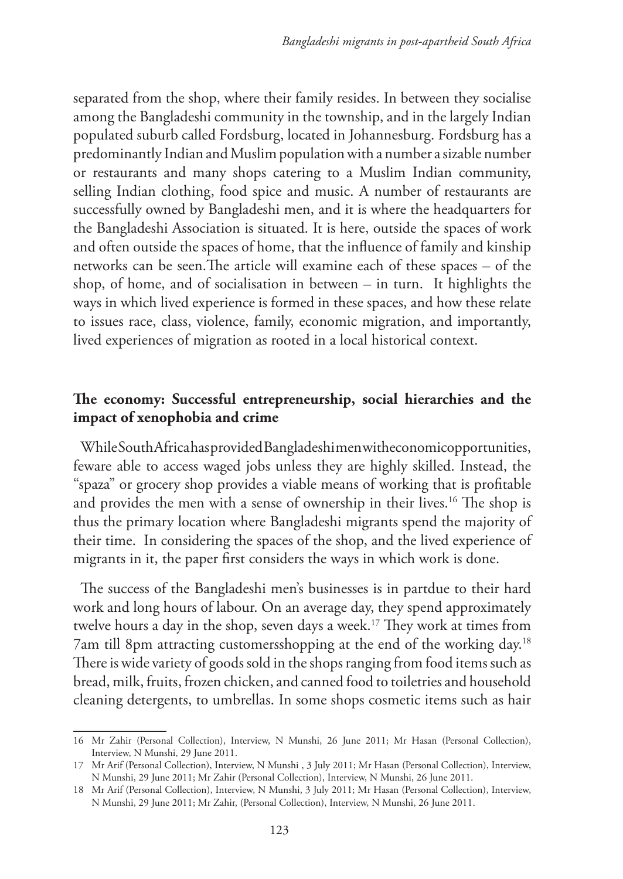separated from the shop, where their family resides. In between they socialise among the Bangladeshi community in the township, and in the largely Indian populated suburb called Fordsburg, located in Johannesburg. Fordsburg has a predominantly Indian and Muslim population with a number a sizable number or restaurants and many shops catering to a Muslim Indian community, selling Indian clothing, food spice and music. A number of restaurants are successfully owned by Bangladeshi men, and it is where the headquarters for the Bangladeshi Association is situated. It is here, outside the spaces of work and often outside the spaces of home, that the influence of family and kinship networks can be seen.The article will examine each of these spaces – of the shop, of home, and of socialisation in between – in turn. It highlights the ways in which lived experience is formed in these spaces, and how these relate to issues race, class, violence, family, economic migration, and importantly, lived experiences of migration as rooted in a local historical context.

## The economy: Successful entrepreneurship, social hierarchies and the impact of xenophobia and crime

While South Africa has provided Bangladeshi men with economic opportunities, feware able to access waged jobs unless they are highly skilled. Instead, the "spaza" or grocery shop provides a viable means of working that is profitable and provides the men with a sense of ownership in their lives.[16] The shop is thus the primary location where Bangladeshi migrants spend the majority of their time. In considering the spaces of the shop, and the lived experience of migrants in it, the paper first considers the ways in which work is done.

The success of the Bangladeshi men's businesses is in partdue to their hard work and long hours of labour. On an average day, they spend approximately twelve hours a day in the shop, seven days a week.[17] They work at times from 7am till 8pm attracting customersshopping at the end of the working day.[18] There is wide variety of goods sold in the shops ranging from food items such as bread, milk, fruits, frozen chicken, and canned food to toiletries and household cleaning detergents, to umbrellas. In some shops cosmetic items such as hair

16 Mr Zahir (Personal Collection), Interview, N Munshi, 26 June 2011; Mr Hasan (Personal Collection), Interview, N Munshi, 29 June 2011.

17 Mr Arif (Personal Collection), Interview, N Munshi , 3 July 2011; Mr Hasan (Personal Collection), Interview, N Munshi, 29 June 2011; Mr Zahir (Personal Collection), Interview, N Munshi, 26 June 2011.

18 Mr Arif (Personal Collection), Interview, N Munshi, 3 July 2011; Mr Hasan (Personal Collection), Interview, N Munshi, 29 June 2011; Mr Zahir, (Personal Collection), Interview, N Munshi, 26 June 2011.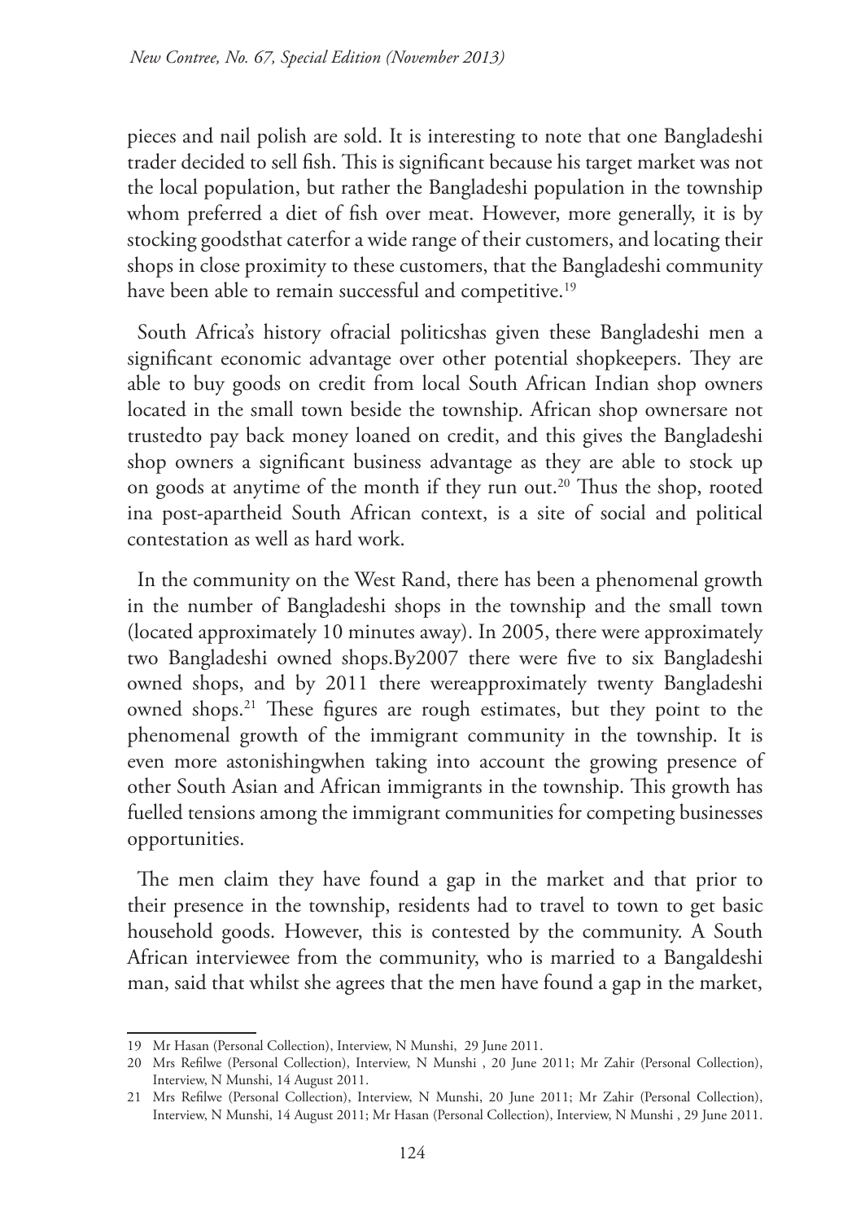pieces and nail polish are sold. It is interesting to note that one Bangladeshi trader decided to sell fish. This is significant because his target market was not the local population, but rather the Bangladeshi population in the township whom preferred a diet of fish over meat. However, more generally, it is by stocking goodsthat caterfor a wide range of their customers, and locating their shops in close proximity to these customers, that the Bangladeshi community have been able to remain successful and competitive.[19]

South Africa's history ofracial politicshas given these Bangladeshi men a significant economic advantage over other potential shopkeepers. They are able to buy goods on credit from local South African Indian shop owners located in the small town beside the township. African shop ownersare not trustedto pay back money loaned on credit, and this gives the Bangladeshi shop owners a significant business advantage as they are able to stock up on goods at anytime of the month if they run out.[20] Thus the shop, rooted ina post-apartheid South African context, is a site of social and political contestation as well as hard work.

In the community on the West Rand, there has been a phenomenal growth in the number of Bangladeshi shops in the township and the small town (located approximately 10 minutes away). In 2005, there were approximately two Bangladeshi owned shops.By2007 there were five to six Bangladeshi owned shops, and by 2011 there wereapproximately twenty Bangladeshi owned shops.[21] These figures are rough estimates, but they point to the phenomenal growth of the immigrant community in the township. It is even more astonishingwhen taking into account the growing presence of other South Asian and African immigrants in the township. This growth has fuelled tensions among the immigrant communities for competing businesses opportunities.

The men claim they have found a gap in the market and that prior to their presence in the township, residents had to travel to town to get basic household goods. However, this is contested by the community. A South African interviewee from the community, who is married to a Bangaldeshi man, said that whilst she agrees that the men have found a gap in the market,

---

19 Mr Hasan (Personal Collection), Interview, N Munshi, 29 June 2011.

20 Mrs Refilwe (Personal Collection), Interview, N Munshi , 20 June 2011; Mr Zahir (Personal Collection), Interview, N Munshi, 14 August 2011.

21 Mrs Refilwe (Personal Collection), Interview, N Munshi, 20 June 2011; Mr Zahir (Personal Collection), Interview, N Munshi, 14 August 2011; Mr Hasan (Personal Collection), Interview, N Munshi , 29 June 2011.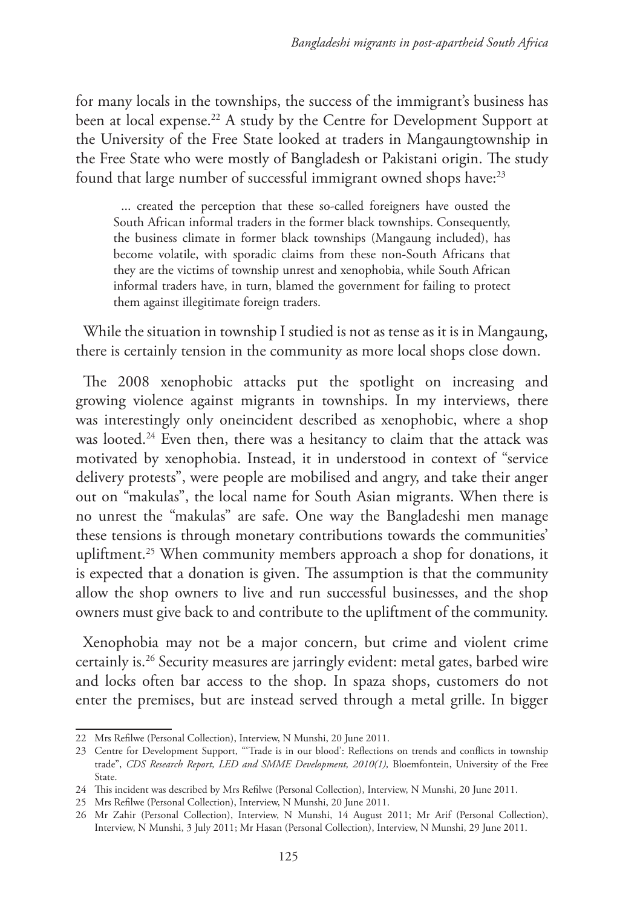for many locals in the townships, the success of the immigrant's business has been at local expense.[22] A study by the Centre for Development Support at the University of the Free State looked at traders in Mangaungtownship in the Free State who were mostly of Bangladesh or Pakistani origin. The study found that large number of successful immigrant owned shops have:[23]

> ... created the perception that these so-called foreigners have ousted the South African informal traders in the former black townships. Consequently, the business climate in former black townships (Mangaung included), has become volatile, with sporadic claims from these non-South Africans that they are the victims of township unrest and xenophobia, while South African informal traders have, in turn, blamed the government for failing to protect them against illegitimate foreign traders.

While the situation in township I studied is not as tense as it is in Mangaung, there is certainly tension in the community as more local shops close down.

The 2008 xenophobic attacks put the spotlight on increasing and growing violence against migrants in townships. In my interviews, there was interestingly only oneincident described as xenophobic, where a shop was looted.[24] Even then, there was a hesitancy to claim that the attack was motivated by xenophobia. Instead, it in understood in context of "service delivery protests", were people are mobilised and angry, and take their anger out on "makulas", the local name for South Asian migrants. When there is no unrest the "makulas" are safe. One way the Bangladeshi men manage these tensions is through monetary contributions towards the communities' upliftment.[25] When community members approach a shop for donations, it is expected that a donation is given. The assumption is that the community allow the shop owners to live and run successful businesses, and the shop owners must give back to and contribute to the upliftment of the community.

Xenophobia may not be a major concern, but crime and violent crime certainly is.[26] Security measures are jarringly evident: metal gates, barbed wire and locks often bar access to the shop. In spaza shops, customers do not enter the premises, but are instead served through a metal grille. In bigger

---

22 Mrs Refilwe (Personal Collection), Interview, N Munshi, 20 June 2011.

23 Centre for Development Support, "'Trade is in our blood': Reflections on trends and conflicts in township trade", *CDS Research Report, LED and SMME Development, 2010(1),* Bloemfontein, University of the Free State.

24 This incident was described by Mrs Refilwe (Personal Collection), Interview, N Munshi, 20 June 2011.

25 Mrs Refilwe (Personal Collection), Interview, N Munshi, 20 June 2011.

26 Mr Zahir (Personal Collection), Interview, N Munshi, 14 August 2011; Mr Arif (Personal Collection), Interview, N Munshi, 3 July 2011; Mr Hasan (Personal Collection), Interview, N Munshi, 29 June 2011.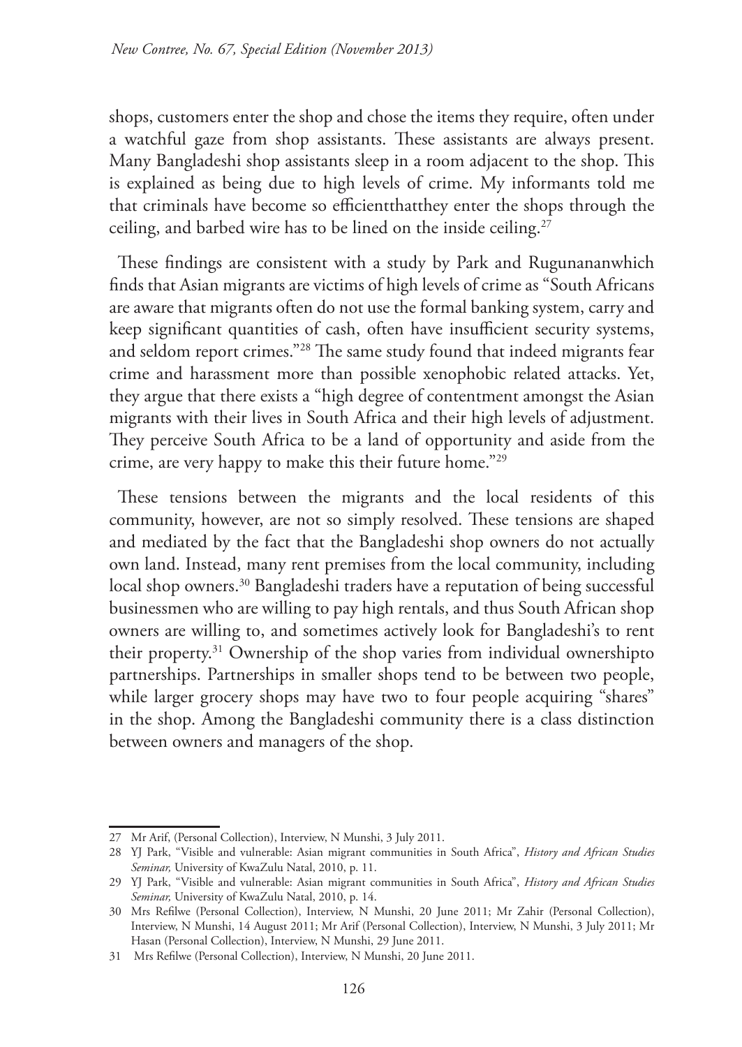shops, customers enter the shop and chose the items they require, often under a watchful gaze from shop assistants. These assistants are always present. Many Bangladeshi shop assistants sleep in a room adjacent to the shop. This is explained as being due to high levels of crime. My informants told me that criminals have become so efficientthatthey enter the shops through the ceiling, and barbed wire has to be lined on the inside ceiling.[27]

These findings are consistent with a study by Park and Rugunananwhich finds that Asian migrants are victims of high levels of crime as "South Africans are aware that migrants often do not use the formal banking system, carry and keep significant quantities of cash, often have insufficient security systems, and seldom report crimes."[28] The same study found that indeed migrants fear crime and harassment more than possible xenophobic related attacks. Yet, they argue that there exists a "high degree of contentment amongst the Asian migrants with their lives in South Africa and their high levels of adjustment. They perceive South Africa to be a land of opportunity and aside from the crime, are very happy to make this their future home."[29]

These tensions between the migrants and the local residents of this community, however, are not so simply resolved. These tensions are shaped and mediated by the fact that the Bangladeshi shop owners do not actually own land. Instead, many rent premises from the local community, including local shop owners.[30] Bangladeshi traders have a reputation of being successful businessmen who are willing to pay high rentals, and thus South African shop owners are willing to, and sometimes actively look for Bangladeshi's to rent their property.[31] Ownership of the shop varies from individual ownershipto partnerships. Partnerships in smaller shops tend to be between two people, while larger grocery shops may have two to four people acquiring "shares" in the shop. Among the Bangladeshi community there is a class distinction between owners and managers of the shop.

---

27 Mr Arif, (Personal Collection), Interview, N Munshi, 3 July 2011.

28 YJ Park, "Visible and vulnerable: Asian migrant communities in South Africa", *History and African Studies Seminar,* University of KwaZulu Natal, 2010, p. 11.

29 YJ Park, "Visible and vulnerable: Asian migrant communities in South Africa", *History and African Studies Seminar,* University of KwaZulu Natal, 2010, p. 14.

30 Mrs Refilwe (Personal Collection), Interview, N Munshi, 20 June 2011; Mr Zahir (Personal Collection), Interview, N Munshi, 14 August 2011; Mr Arif (Personal Collection), Interview, N Munshi, 3 July 2011; Mr Hasan (Personal Collection), Interview, N Munshi, 29 June 2011.

31 Mrs Refilwe (Personal Collection), Interview, N Munshi, 20 June 2011.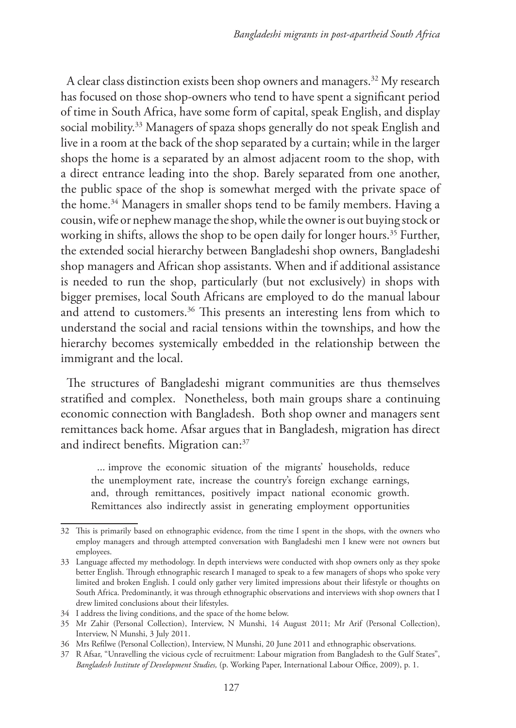A clear class distinction exists been shop owners and managers.[32] My research has focused on those shop-owners who tend to have spent a significant period of time in South Africa, have some form of capital, speak English, and display social mobility.[33] Managers of spaza shops generally do not speak English and live in a room at the back of the shop separated by a curtain; while in the larger shops the home is a separated by an almost adjacent room to the shop, with a direct entrance leading into the shop. Barely separated from one another, the public space of the shop is somewhat merged with the private space of the home.[34] Managers in smaller shops tend to be family members. Having a cousin, wife or nephew manage the shop, while the owner is out buying stock or working in shifts, allows the shop to be open daily for longer hours.[35] Further, the extended social hierarchy between Bangladeshi shop owners, Bangladeshi shop managers and African shop assistants. When and if additional assistance is needed to run the shop, particularly (but not exclusively) in shops with bigger premises, local South Africans are employed to do the manual labour and attend to customers.[36] This presents an interesting lens from which to understand the social and racial tensions within the townships, and how the hierarchy becomes systemically embedded in the relationship between the immigrant and the local.

The structures of Bangladeshi migrant communities are thus themselves stratified and complex. Nonetheless, both main groups share a continuing economic connection with Bangladesh. Both shop owner and managers sent remittances back home. Afsar argues that in Bangladesh, migration has direct and indirect benefits. Migration can:[37]

> ... improve the economic situation of the migrants' households, reduce the unemployment rate, increase the country's foreign exchange earnings, and, through remittances, positively impact national economic growth. Remittances also indirectly assist in generating employment opportunities

---

32 This is primarily based on ethnographic evidence, from the time I spent in the shops, with the owners who employ managers and through attempted conversation with Bangladeshi men I knew were not owners but employees.

33 Language affected my methodology. In depth interviews were conducted with shop owners only as they spoke better English. Through ethnographic research I managed to speak to a few managers of shops who spoke very limited and broken English. I could only gather very limited impressions about their lifestyle or thoughts on South Africa. Predominantly, it was through ethnographic observations and interviews with shop owners that I drew limited conclusions about their lifestyles.

34 I address the living conditions, and the space of the home below.

35 Mr Zahir (Personal Collection), Interview, N Munshi, 14 August 2011; Mr Arif (Personal Collection), Interview, N Munshi, 3 July 2011.

36 Mrs Refilwe (Personal Collection), Interview, N Munshi, 20 June 2011 and ethnographic observations.

37 R Afsar, "Unravelling the vicious cycle of recruitment: Labour migration from Bangladesh to the Gulf States", *Bangladesh Institute of Development Studies,* (p. Working Paper, International Labour Office, 2009), p. 1.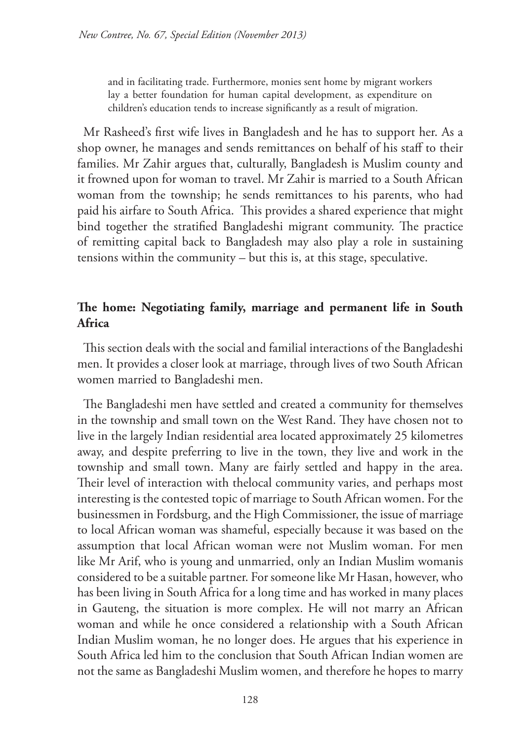and in facilitating trade. Furthermore, monies sent home by migrant workers lay a better foundation for human capital development, as expenditure on children's education tends to increase significantly as a result of migration.

Mr Rasheed's first wife lives in Bangladesh and he has to support her. As a shop owner, he manages and sends remittances on behalf of his staff to their families. Mr Zahir argues that, culturally, Bangladesh is Muslim county and it frowned upon for woman to travel. Mr Zahir is married to a South African woman from the township; he sends remittances to his parents, who had paid his airfare to South Africa. This provides a shared experience that might bind together the stratified Bangladeshi migrant community. The practice of remitting capital back to Bangladesh may also play a role in sustaining tensions within the community – but this is, at this stage, speculative.

## The home: Negotiating family, marriage and permanent life in South Africa

This section deals with the social and familial interactions of the Bangladeshi men. It provides a closer look at marriage, through lives of two South African women married to Bangladeshi men.

The Bangladeshi men have settled and created a community for themselves in the township and small town on the West Rand. They have chosen not to live in the largely Indian residential area located approximately 25 kilometres away, and despite preferring to live in the town, they live and work in the township and small town. Many are fairly settled and happy in the area. Their level of interaction with thelocal community varies, and perhaps most interesting is the contested topic of marriage to South African women. For the businessmen in Fordsburg, and the High Commissioner, the issue of marriage to local African woman was shameful, especially because it was based on the assumption that local African woman were not Muslim woman. For men like Mr Arif, who is young and unmarried, only an Indian Muslim womanis considered to be a suitable partner. For someone like Mr Hasan, however, who has been living in South Africa for a long time and has worked in many places in Gauteng, the situation is more complex. He will not marry an African woman and while he once considered a relationship with a South African Indian Muslim woman, he no longer does. He argues that his experience in South Africa led him to the conclusion that South African Indian women are not the same as Bangladeshi Muslim women, and therefore he hopes to marry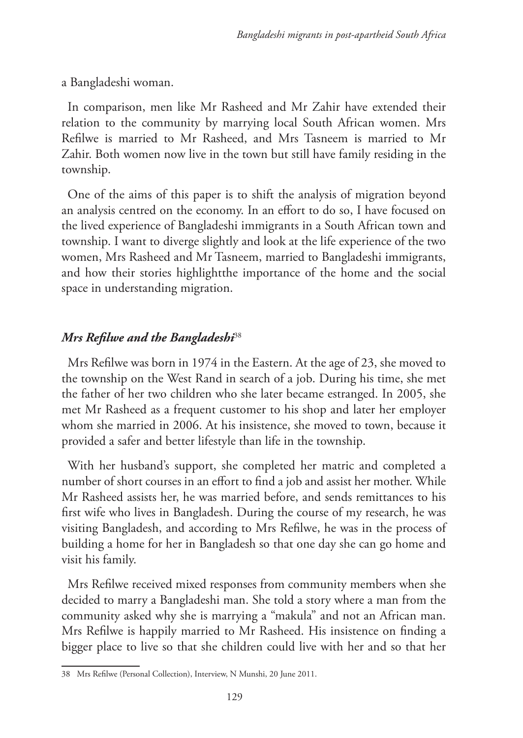a Bangladeshi woman.

In comparison, men like Mr Rasheed and Mr Zahir have extended their relation to the community by marrying local South African women. Mrs Refilwe is married to Mr Rasheed, and Mrs Tasneem is married to Mr Zahir. Both women now live in the town but still have family residing in the township.

One of the aims of this paper is to shift the analysis of migration beyond an analysis centred on the economy. In an effort to do so, I have focused on the lived experience of Bangladeshi immigrants in a South African town and township. I want to diverge slightly and look at the life experience of the two women, Mrs Rasheed and Mr Tasneem, married to Bangladeshi immigrants, and how their stories highlightthe importance of the home and the social space in understanding migration.

### *Mrs Refilwe and the Bangladeshi*[38]

Mrs Refilwe was born in 1974 in the Eastern. At the age of 23, she moved to the township on the West Rand in search of a job. During his time, she met the father of her two children who she later became estranged. In 2005, she met Mr Rasheed as a frequent customer to his shop and later her employer whom she married in 2006. At his insistence, she moved to town, because it provided a safer and better lifestyle than life in the township.

With her husband's support, she completed her matric and completed a number of short courses in an effort to find a job and assist her mother. While Mr Rasheed assists her, he was married before, and sends remittances to his first wife who lives in Bangladesh. During the course of my research, he was visiting Bangladesh, and according to Mrs Refilwe, he was in the process of building a home for her in Bangladesh so that one day she can go home and visit his family.

Mrs Refilwe received mixed responses from community members when she decided to marry a Bangladeshi man. She told a story where a man from the community asked why she is marrying a "makula" and not an African man. Mrs Refilwe is happily married to Mr Rasheed. His insistence on finding a bigger place to live so that she children could live with her and so that her

38 Mrs Refilwe (Personal Collection), Interview, N Munshi, 20 June 2011.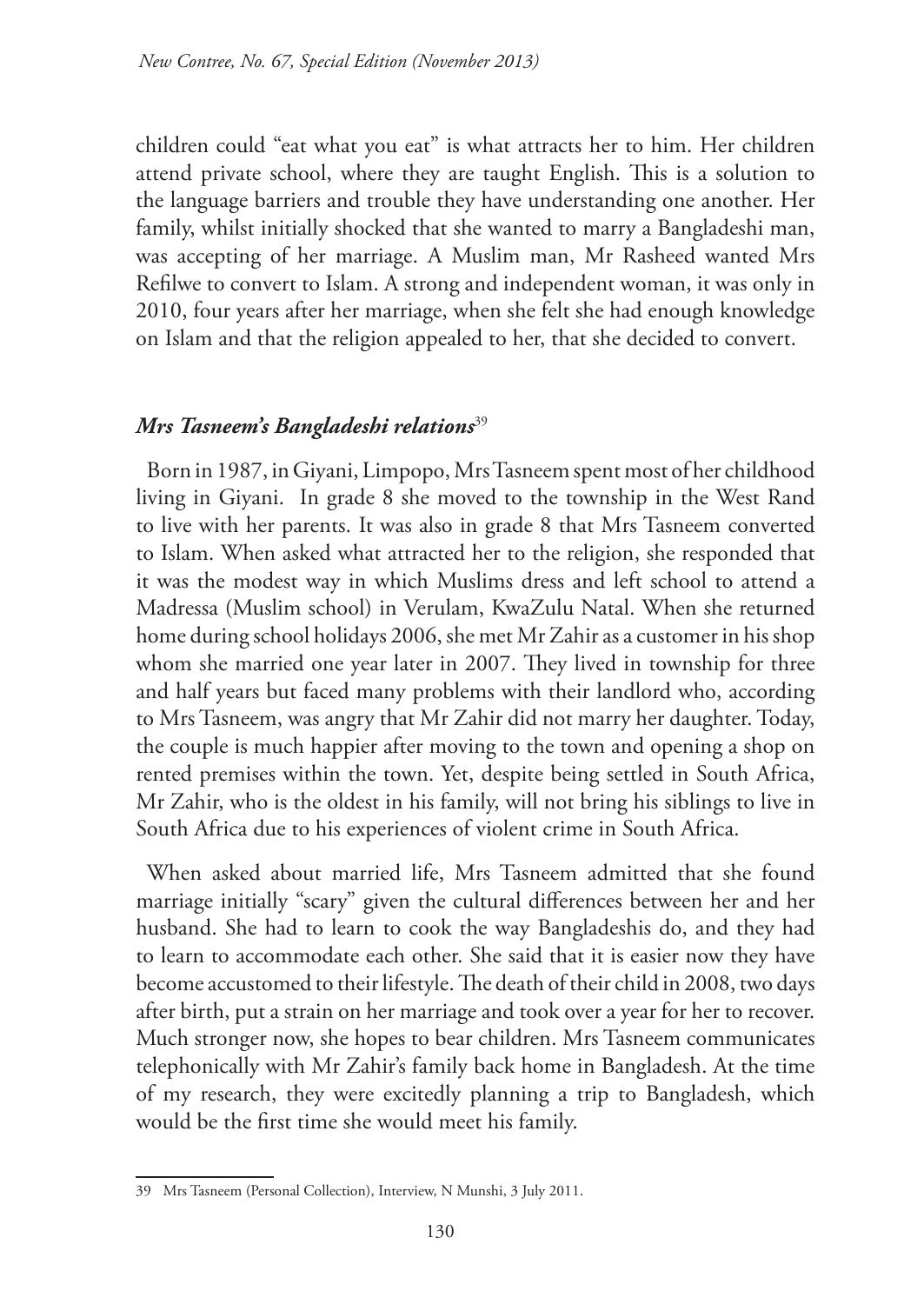children could "eat what you eat" is what attracts her to him. Her children attend private school, where they are taught English. This is a solution to the language barriers and trouble they have understanding one another. Her family, whilst initially shocked that she wanted to marry a Bangladeshi man, was accepting of her marriage. A Muslim man, Mr Rasheed wanted Mrs Refilwe to convert to Islam. A strong and independent woman, it was only in 2010, four years after her marriage, when she felt she had enough knowledge on Islam and that the religion appealed to her, that she decided to convert.

### *Mrs Tasneem's Bangladeshi relations*[39]

Born in 1987, in Giyani, Limpopo, Mrs Tasneem spent most of her childhood living in Giyani. In grade 8 she moved to the township in the West Rand to live with her parents. It was also in grade 8 that Mrs Tasneem converted to Islam. When asked what attracted her to the religion, she responded that it was the modest way in which Muslims dress and left school to attend a Madressa (Muslim school) in Verulam, KwaZulu Natal. When she returned home during school holidays 2006, she met Mr Zahir as a customer in his shop whom she married one year later in 2007. They lived in township for three and half years but faced many problems with their landlord who, according to Mrs Tasneem, was angry that Mr Zahir did not marry her daughter. Today, the couple is much happier after moving to the town and opening a shop on rented premises within the town. Yet, despite being settled in South Africa, Mr Zahir, who is the oldest in his family, will not bring his siblings to live in South Africa due to his experiences of violent crime in South Africa.

When asked about married life, Mrs Tasneem admitted that she found marriage initially "scary" given the cultural differences between her and her husband. She had to learn to cook the way Bangladeshis do, and they had to learn to accommodate each other. She said that it is easier now they have become accustomed to their lifestyle. The death of their child in 2008, two days after birth, put a strain on her marriage and took over a year for her to recover. Much stronger now, she hopes to bear children. Mrs Tasneem communicates telephonically with Mr Zahir's family back home in Bangladesh. At the time of my research, they were excitedly planning a trip to Bangladesh, which would be the first time she would meet his family.

---

39 Mrs Tasneem (Personal Collection), Interview, N Munshi, 3 July 2011.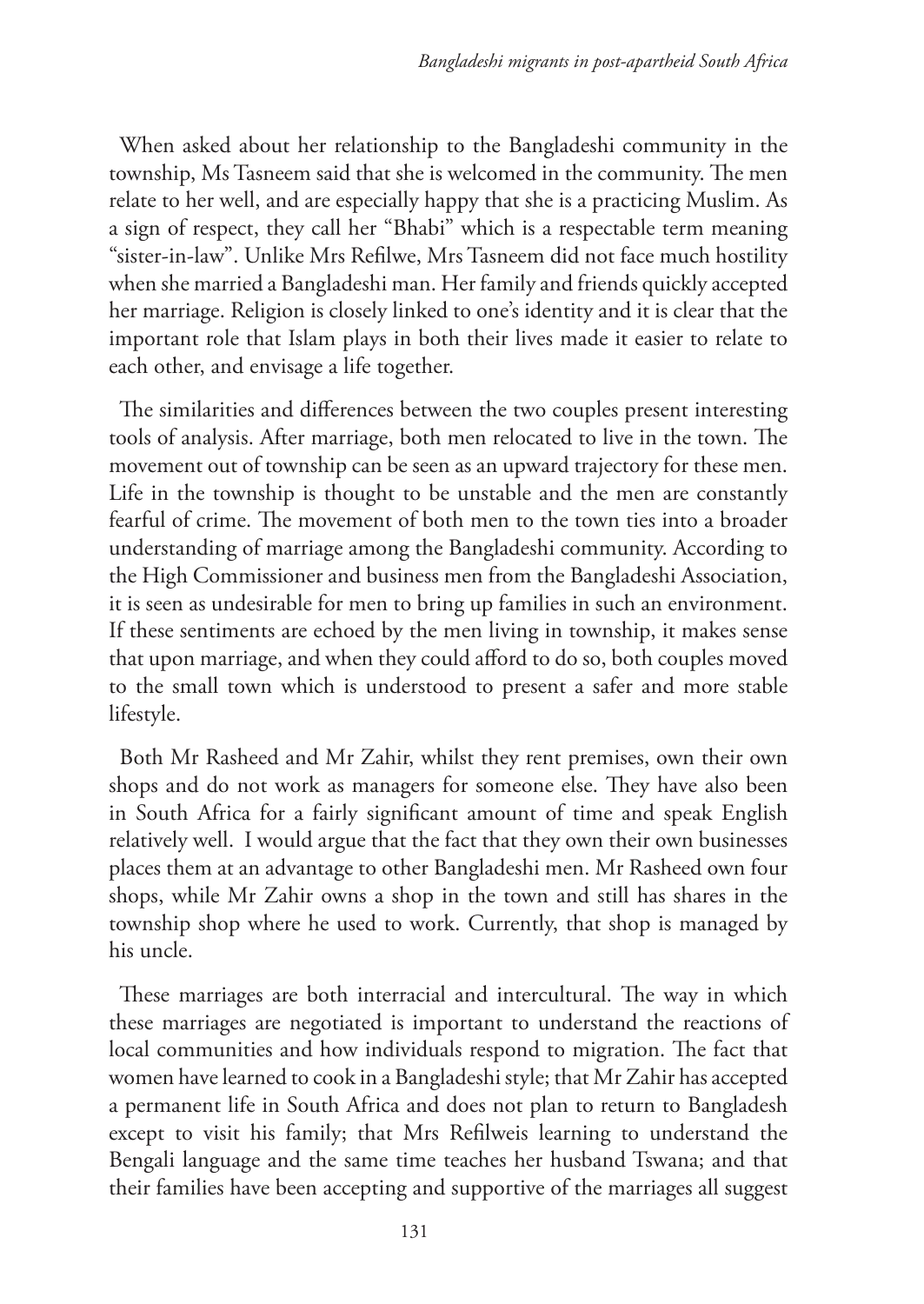When asked about her relationship to the Bangladeshi community in the township, Ms Tasneem said that she is welcomed in the community. The men relate to her well, and are especially happy that she is a practicing Muslim. As a sign of respect, they call her "Bhabi" which is a respectable term meaning "sister-in-law". Unlike Mrs Refilwe, Mrs Tasneem did not face much hostility when she married a Bangladeshi man. Her family and friends quickly accepted her marriage. Religion is closely linked to one's identity and it is clear that the important role that Islam plays in both their lives made it easier to relate to each other, and envisage a life together.

The similarities and differences between the two couples present interesting tools of analysis. After marriage, both men relocated to live in the town. The movement out of township can be seen as an upward trajectory for these men. Life in the township is thought to be unstable and the men are constantly fearful of crime. The movement of both men to the town ties into a broader understanding of marriage among the Bangladeshi community. According to the High Commissioner and business men from the Bangladeshi Association, it is seen as undesirable for men to bring up families in such an environment. If these sentiments are echoed by the men living in township, it makes sense that upon marriage, and when they could afford to do so, both couples moved to the small town which is understood to present a safer and more stable lifestyle.

Both Mr Rasheed and Mr Zahir, whilst they rent premises, own their own shops and do not work as managers for someone else. They have also been in South Africa for a fairly significant amount of time and speak English relatively well. I would argue that the fact that they own their own businesses places them at an advantage to other Bangladeshi men. Mr Rasheed own four shops, while Mr Zahir owns a shop in the town and still has shares in the township shop where he used to work. Currently, that shop is managed by his uncle.

These marriages are both interracial and intercultural. The way in which these marriages are negotiated is important to understand the reactions of local communities and how individuals respond to migration. The fact that women have learned to cook in a Bangladeshi style; that Mr Zahir has accepted a permanent life in South Africa and does not plan to return to Bangladesh except to visit his family; that Mrs Refilweis learning to understand the Bengali language and the same time teaches her husband Tswana; and that their families have been accepting and supportive of the marriages all suggest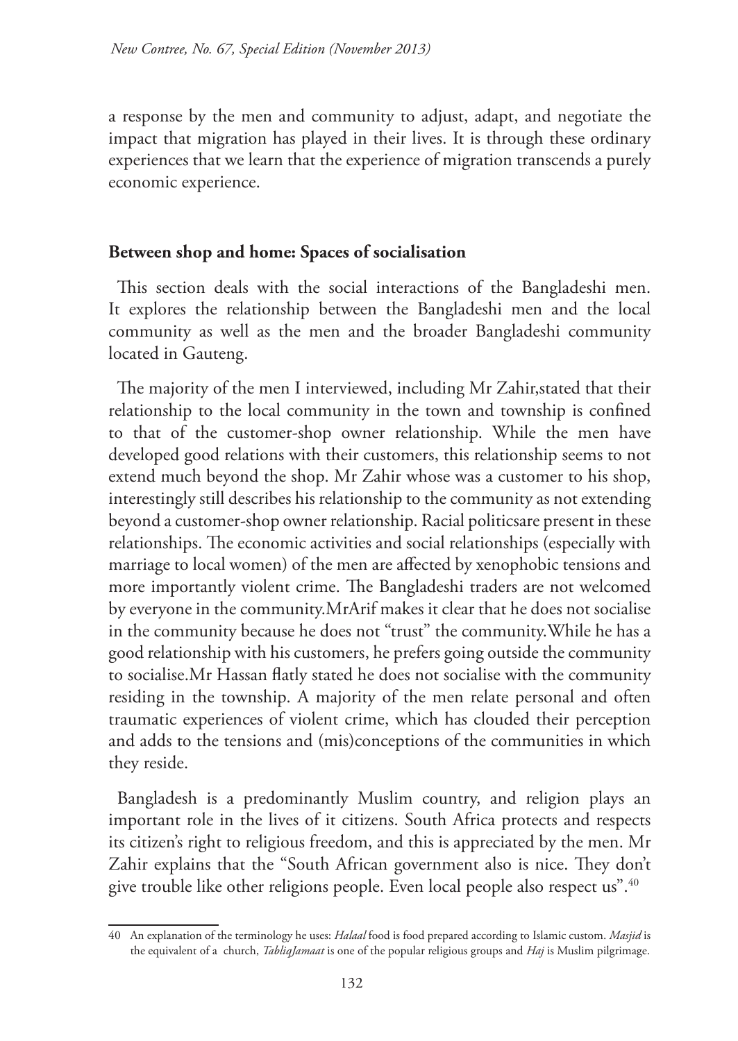a response by the men and community to adjust, adapt, and negotiate the impact that migration has played in their lives. It is through these ordinary experiences that we learn that the experience of migration transcends a purely economic experience.

## Between shop and home: Spaces of socialisation

This section deals with the social interactions of the Bangladeshi men. It explores the relationship between the Bangladeshi men and the local community as well as the men and the broader Bangladeshi community located in Gauteng.

The majority of the men I interviewed, including Mr Zahir,stated that their relationship to the local community in the town and township is confined to that of the customer-shop owner relationship. While the men have developed good relations with their customers, this relationship seems to not extend much beyond the shop. Mr Zahir whose was a customer to his shop, interestingly still describes his relationship to the community as not extending beyond a customer-shop owner relationship. Racial politicsare present in these relationships. The economic activities and social relationships (especially with marriage to local women) of the men are affected by xenophobic tensions and more importantly violent crime. The Bangladeshi traders are not welcomed by everyone in the community.MrArif makes it clear that he does not socialise in the community because he does not "trust" the community.While he has a good relationship with his customers, he prefers going outside the community to socialise.Mr Hassan flatly stated he does not socialise with the community residing in the township. A majority of the men relate personal and often traumatic experiences of violent crime, which has clouded their perception and adds to the tensions and (mis)conceptions of the communities in which they reside.

Bangladesh is a predominantly Muslim country, and religion plays an important role in the lives of it citizens. South Africa protects and respects its citizen's right to religious freedom, and this is appreciated by the men. Mr Zahir explains that the "South African government also is nice. They don't give trouble like other religions people. Even local people also respect us".[40]

---

40 An explanation of the terminology he uses: *Halaal* food is food prepared according to Islamic custom. *Masjid* is the equivalent of a church, *TabliqJamaat* is one of the popular religious groups and *Haj* is Muslim pilgrimage.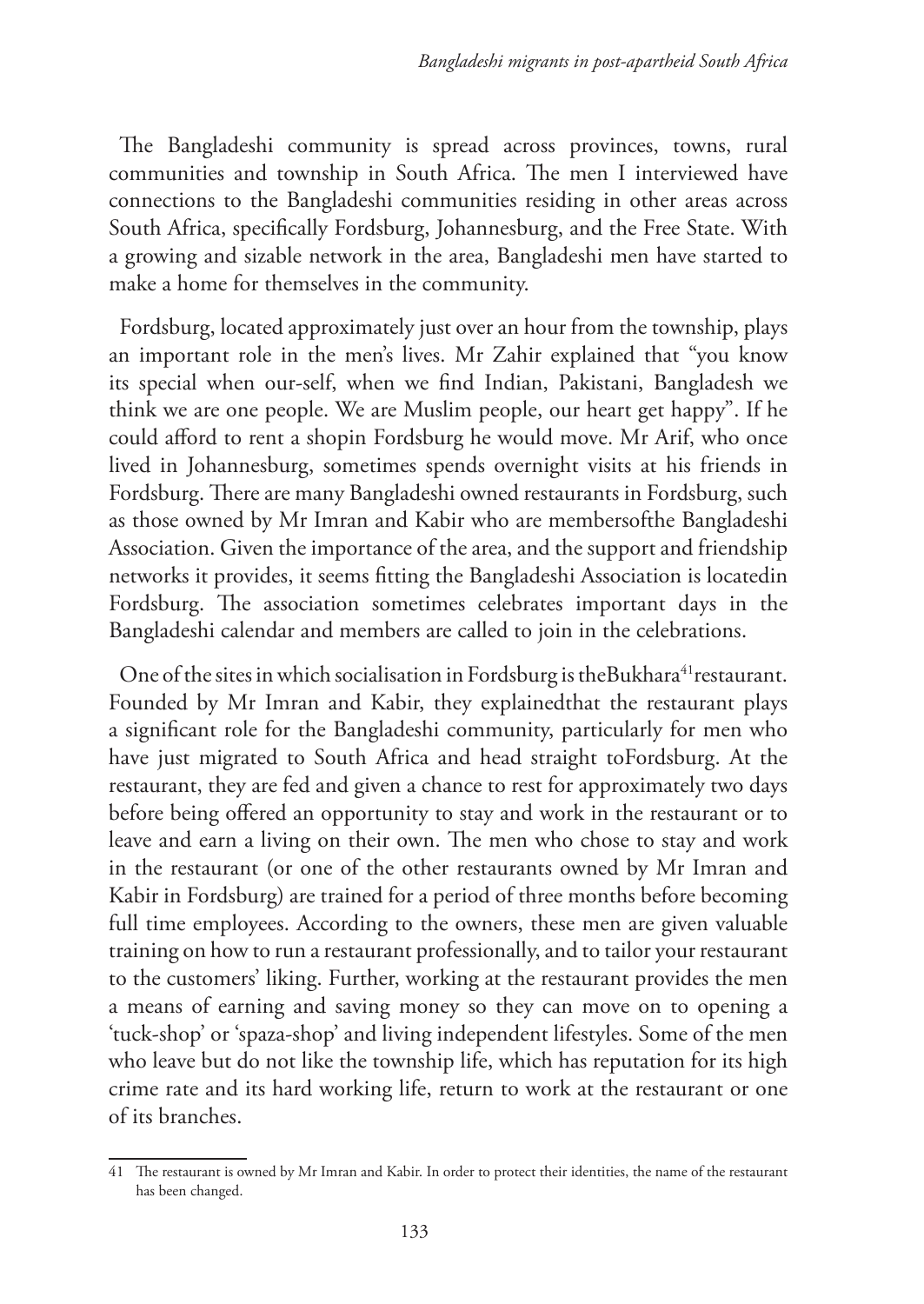The Bangladeshi community is spread across provinces, towns, rural communities and township in South Africa. The men I interviewed have connections to the Bangladeshi communities residing in other areas across South Africa, specifically Fordsburg, Johannesburg, and the Free State. With a growing and sizable network in the area, Bangladeshi men have started to make a home for themselves in the community.

Fordsburg, located approximately just over an hour from the township, plays an important role in the men's lives. Mr Zahir explained that "you know its special when our-self, when we find Indian, Pakistani, Bangladesh we think we are one people. We are Muslim people, our heart get happy". If he could afford to rent a shopin Fordsburg he would move. Mr Arif, who once lived in Johannesburg, sometimes spends overnight visits at his friends in Fordsburg. There are many Bangladeshi owned restaurants in Fordsburg, such as those owned by Mr Imran and Kabir who are membersofthe Bangladeshi Association. Given the importance of the area, and the support and friendship networks it provides, it seems fitting the Bangladeshi Association is locatedin Fordsburg. The association sometimes celebrates important days in the Bangladeshi calendar and members are called to join in the celebrations.

One of the sites in which socialisation in Fordsburg is theBukhara[41]restaurant. Founded by Mr Imran and Kabir, they explainedthat the restaurant plays a significant role for the Bangladeshi community, particularly for men who have just migrated to South Africa and head straight toFordsburg. At the restaurant, they are fed and given a chance to rest for approximately two days before being offered an opportunity to stay and work in the restaurant or to leave and earn a living on their own. The men who chose to stay and work in the restaurant (or one of the other restaurants owned by Mr Imran and Kabir in Fordsburg) are trained for a period of three months before becoming full time employees. According to the owners, these men are given valuable training on how to run a restaurant professionally, and to tailor your restaurant to the customers' liking. Further, working at the restaurant provides the men a means of earning and saving money so they can move on to opening a 'tuck-shop' or 'spaza-shop' and living independent lifestyles. Some of the men who leave but do not like the township life, which has reputation for its high crime rate and its hard working life, return to work at the restaurant or one of its branches.

[41] The restaurant is owned by Mr Imran and Kabir. In order to protect their identities, the name of the restaurant has been changed.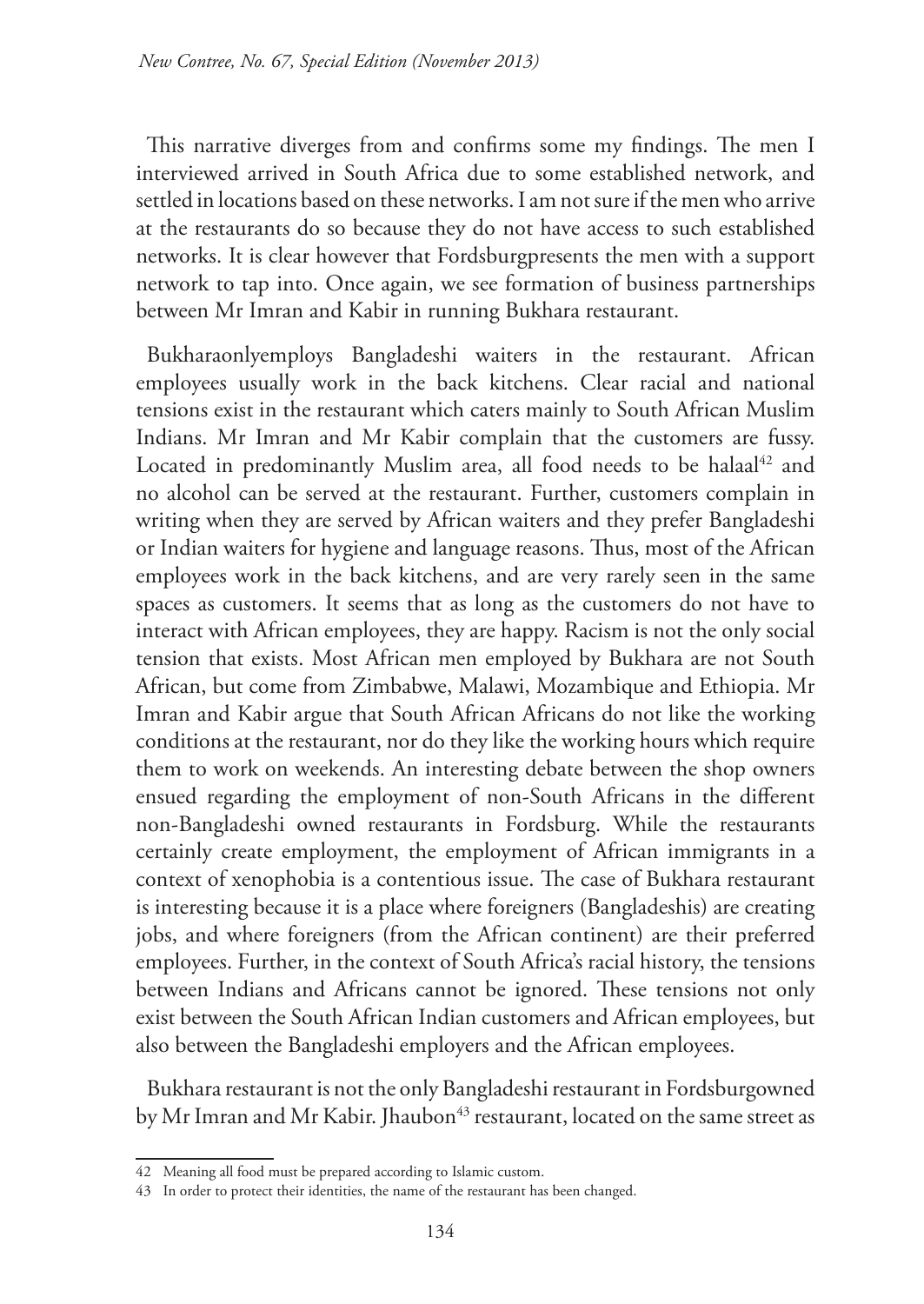This narrative diverges from and confirms some my findings. The men I interviewed arrived in South Africa due to some established network, and settled in locations based on these networks. I am not sure if the men who arrive at the restaurants do so because they do not have access to such established networks. It is clear however that Fordsburgpresents the men with a support network to tap into. Once again, we see formation of business partnerships between Mr Imran and Kabir in running Bukhara restaurant.

Bukharaonlyemploys Bangladeshi waiters in the restaurant. African employees usually work in the back kitchens. Clear racial and national tensions exist in the restaurant which caters mainly to South African Muslim Indians. Mr Imran and Mr Kabir complain that the customers are fussy. Located in predominantly Muslim area, all food needs to be halaal[42] and no alcohol can be served at the restaurant. Further, customers complain in writing when they are served by African waiters and they prefer Bangladeshi or Indian waiters for hygiene and language reasons. Thus, most of the African employees work in the back kitchens, and are very rarely seen in the same spaces as customers. It seems that as long as the customers do not have to interact with African employees, they are happy. Racism is not the only social tension that exists. Most African men employed by Bukhara are not South African, but come from Zimbabwe, Malawi, Mozambique and Ethiopia. Mr Imran and Kabir argue that South African Africans do not like the working conditions at the restaurant, nor do they like the working hours which require them to work on weekends. An interesting debate between the shop owners ensued regarding the employment of non-South Africans in the different non-Bangladeshi owned restaurants in Fordsburg. While the restaurants certainly create employment, the employment of African immigrants in a context of xenophobia is a contentious issue. The case of Bukhara restaurant is interesting because it is a place where foreigners (Bangladeshis) are creating jobs, and where foreigners (from the African continent) are their preferred employees. Further, in the context of South Africa's racial history, the tensions between Indians and Africans cannot be ignored. These tensions not only exist between the South African Indian customers and African employees, but also between the Bangladeshi employers and the African employees.

Bukhara restaurant is not the only Bangladeshi restaurant in Fordsburgowned by Mr Imran and Mr Kabir. Jhaubon[43] restaurant, located on the same street as

---

42 Meaning all food must be prepared according to Islamic custom.

43 In order to protect their identities, the name of the restaurant has been changed.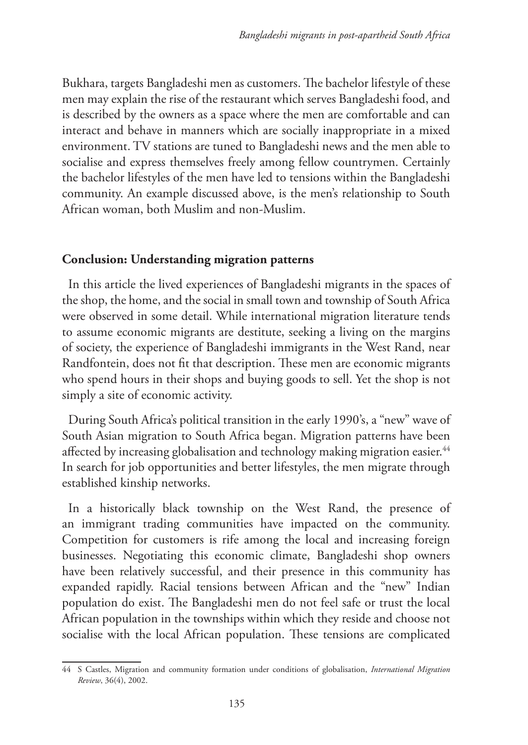Bukhara, targets Bangladeshi men as customers. The bachelor lifestyle of these men may explain the rise of the restaurant which serves Bangladeshi food, and is described by the owners as a space where the men are comfortable and can interact and behave in manners which are socially inappropriate in a mixed environment. TV stations are tuned to Bangladeshi news and the men able to socialise and express themselves freely among fellow countrymen. Certainly the bachelor lifestyles of the men have led to tensions within the Bangladeshi community. An example discussed above, is the men's relationship to South African woman, both Muslim and non-Muslim.

## Conclusion: Understanding migration patterns

In this article the lived experiences of Bangladeshi migrants in the spaces of the shop, the home, and the social in small town and township of South Africa were observed in some detail. While international migration literature tends to assume economic migrants are destitute, seeking a living on the margins of society, the experience of Bangladeshi immigrants in the West Rand, near Randfontein, does not fit that description. These men are economic migrants who spend hours in their shops and buying goods to sell. Yet the shop is not simply a site of economic activity.

During South Africa's political transition in the early 1990's, a "new" wave of South Asian migration to South Africa began. Migration patterns have been affected by increasing globalisation and technology making migration easier.[44] In search for job opportunities and better lifestyles, the men migrate through established kinship networks.

In a historically black township on the West Rand, the presence of an immigrant trading communities have impacted on the community. Competition for customers is rife among the local and increasing foreign businesses. Negotiating this economic climate, Bangladeshi shop owners have been relatively successful, and their presence in this community has expanded rapidly. Racial tensions between African and the "new" Indian population do exist. The Bangladeshi men do not feel safe or trust the local African population in the townships within which they reside and choose not socialise with the local African population. These tensions are complicated

---

44 S Castles, Migration and community formation under conditions of globalisation, *International Migration Review*, 36(4), 2002.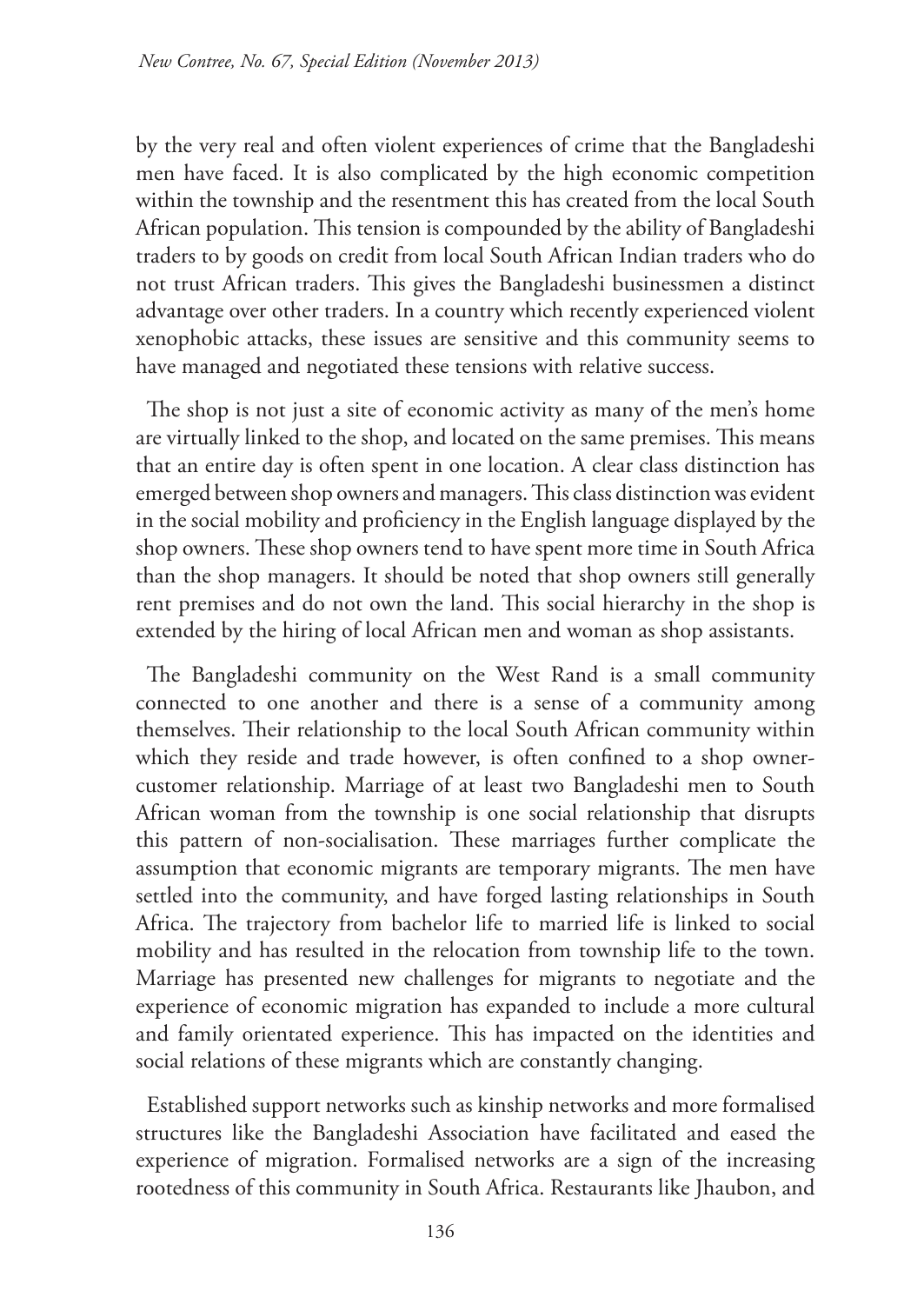by the very real and often violent experiences of crime that the Bangladeshi men have faced. It is also complicated by the high economic competition within the township and the resentment this has created from the local South African population. This tension is compounded by the ability of Bangladeshi traders to by goods on credit from local South African Indian traders who do not trust African traders. This gives the Bangladeshi businessmen a distinct advantage over other traders. In a country which recently experienced violent xenophobic attacks, these issues are sensitive and this community seems to have managed and negotiated these tensions with relative success.

The shop is not just a site of economic activity as many of the men's home are virtually linked to the shop, and located on the same premises. This means that an entire day is often spent in one location. A clear class distinction has emerged between shop owners and managers. This class distinction was evident in the social mobility and proficiency in the English language displayed by the shop owners. These shop owners tend to have spent more time in South Africa than the shop managers. It should be noted that shop owners still generally rent premises and do not own the land. This social hierarchy in the shop is extended by the hiring of local African men and woman as shop assistants.

The Bangladeshi community on the West Rand is a small community connected to one another and there is a sense of a community among themselves. Their relationship to the local South African community within which they reside and trade however, is often confined to a shop owner-customer relationship. Marriage of at least two Bangladeshi men to South African woman from the township is one social relationship that disrupts this pattern of non-socialisation. These marriages further complicate the assumption that economic migrants are temporary migrants. The men have settled into the community, and have forged lasting relationships in South Africa. The trajectory from bachelor life to married life is linked to social mobility and has resulted in the relocation from township life to the town. Marriage has presented new challenges for migrants to negotiate and the experience of economic migration has expanded to include a more cultural and family orientated experience. This has impacted on the identities and social relations of these migrants which are constantly changing.

Established support networks such as kinship networks and more formalised structures like the Bangladeshi Association have facilitated and eased the experience of migration. Formalised networks are a sign of the increasing rootedness of this community in South Africa. Restaurants like Jhaubon, and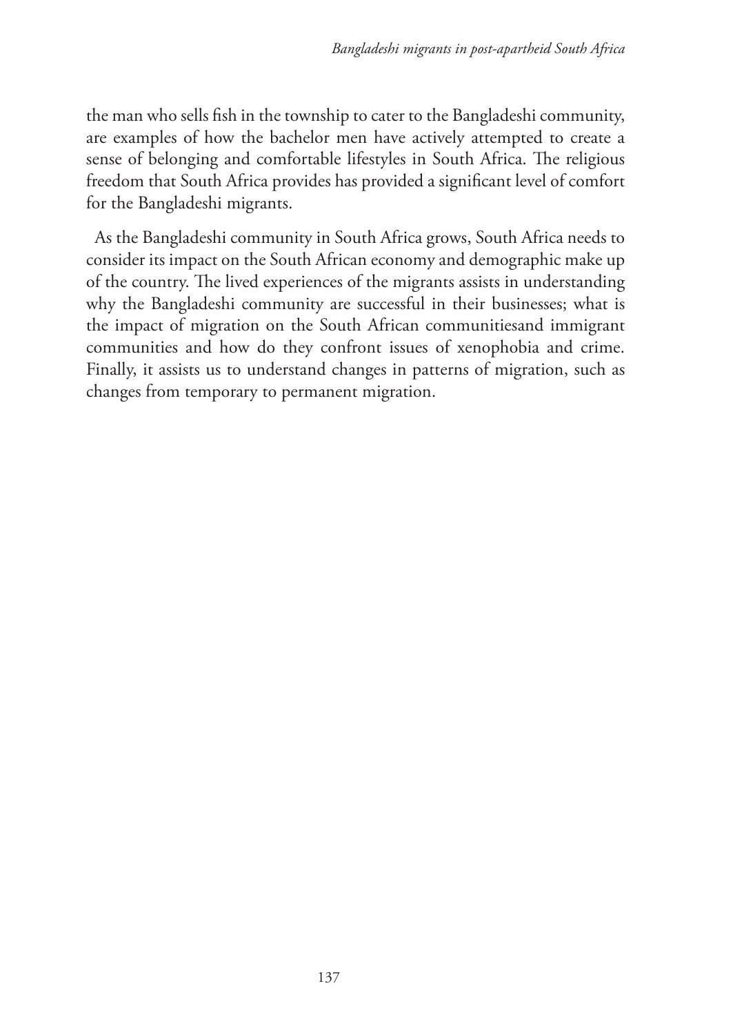the man who sells fish in the township to cater to the Bangladeshi community, are examples of how the bachelor men have actively attempted to create a sense of belonging and comfortable lifestyles in South Africa. The religious freedom that South Africa provides has provided a significant level of comfort for the Bangladeshi migrants.

As the Bangladeshi community in South Africa grows, South Africa needs to consider its impact on the South African economy and demographic make up of the country. The lived experiences of the migrants assists in understanding why the Bangladeshi community are successful in their businesses; what is the impact of migration on the South African communitiesand immigrant communities and how do they confront issues of xenophobia and crime. Finally, it assists us to understand changes in patterns of migration, such as changes from temporary to permanent migration.